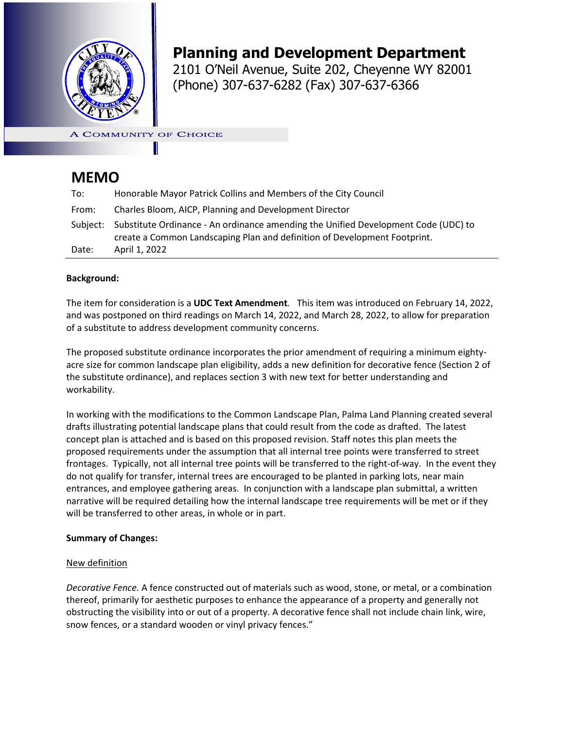# Planning and Development Department

2101 O'Neil Avenue, Suite 202, Cheyenne WY 82001
(Phone) 307-637-6282 (Fax) 307-637-6366

A COMMUNITY OF CHOICE

## MEMO

To: Honorable Mayor Patrick Collins and Members of the City Council

From: Charles Bloom, AICP, Planning and Development Director

Subject: Substitute Ordinance - An ordinance amending the Unified Development Code (UDC) to create a Common Landscaping Plan and definition of Development Footprint.

Date: April 1, 2022

---

**Background:**

The item for consideration is a **UDC Text Amendment**. This item was introduced on February 14, 2022, and was postponed on third readings on March 14, 2022, and March 28, 2022, to allow for preparation of a substitute to address development community concerns.

The proposed substitute ordinance incorporates the prior amendment of requiring a minimum eighty-acre size for common landscape plan eligibility, adds a new definition for decorative fence (Section 2 of the substitute ordinance), and replaces section 3 with new text for better understanding and workability.

In working with the modifications to the Common Landscape Plan, Palma Land Planning created several drafts illustrating potential landscape plans that could result from the code as drafted. The latest concept plan is attached and is based on this proposed revision. Staff notes this plan meets the proposed requirements under the assumption that all internal tree points were transferred to street frontages. Typically, not all internal tree points will be transferred to the right-of-way. In the event they do not qualify for transfer, internal trees are encouraged to be planted in parking lots, near main entrances, and employee gathering areas. In conjunction with a landscape plan submittal, a written narrative will be required detailing how the internal landscape tree requirements will be met or if they will be transferred to other areas, in whole or in part.

**Summary of Changes:**

<u>New definition</u>

*Decorative Fence.* A fence constructed out of materials such as wood, stone, or metal, or a combination thereof, primarily for aesthetic purposes to enhance the appearance of a property and generally not obstructing the visibility into or out of a property. A decorative fence shall not include chain link, wire, snow fences, or a standard wooden or vinyl privacy fences."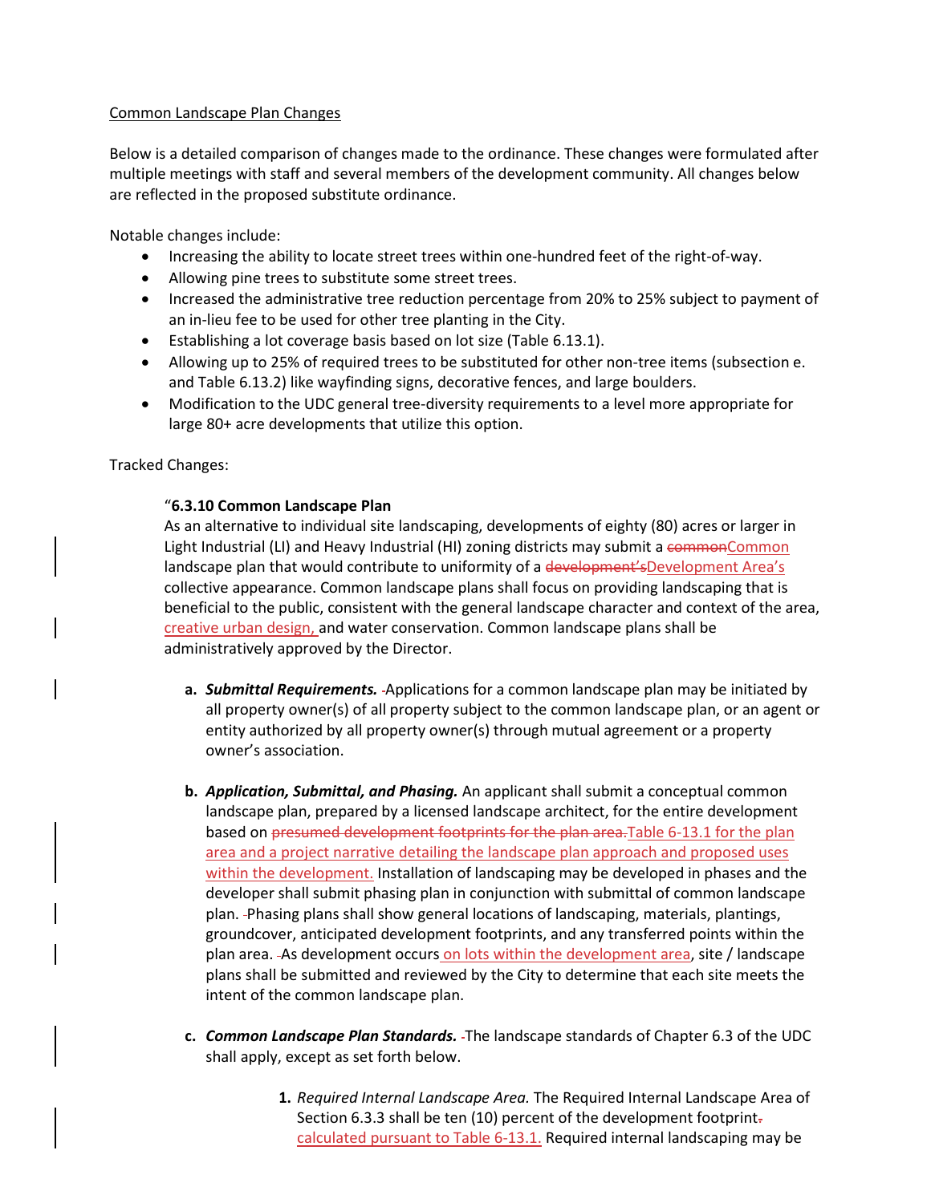Common Landscape Plan Changes

Below is a detailed comparison of changes made to the ordinance. These changes were formulated after multiple meetings with staff and several members of the development community. All changes below are reflected in the proposed substitute ordinance.

Notable changes include:

- Increasing the ability to locate street trees within one-hundred feet of the right-of-way.
- Allowing pine trees to substitute some street trees.
- Increased the administrative tree reduction percentage from 20% to 25% subject to payment of an in-lieu fee to be used for other tree planting in the City.
- Establishing a lot coverage basis based on lot size (Table 6.13.1).
- Allowing up to 25% of required trees to be substituted for other non-tree items (subsection e. and Table 6.13.2) like wayfinding signs, decorative fences, and large boulders.
- Modification to the UDC general tree-diversity requirements to a level more appropriate for large 80+ acre developments that utilize this option.

Tracked Changes:

"**6.3.10 Common Landscape Plan**

As an alternative to individual site landscaping, developments of eighty (80) acres or larger in Light Industrial (LI) and Heavy Industrial (HI) zoning districts may submit a ~~common~~Common landscape plan that would contribute to uniformity of a ~~development's~~Development Area's collective appearance. Common landscape plans shall focus on providing landscaping that is beneficial to the public, consistent with the general landscape character and context of the area, creative urban design, and water conservation. Common landscape plans shall be administratively approved by the Director.

a. ***Submittal Requirements.*** Applications for a common landscape plan may be initiated by all property owner(s) of all property subject to the common landscape plan, or an agent or entity authorized by all property owner(s) through mutual agreement or a property owner's association.

b. ***Application, Submittal, and Phasing.*** An applicant shall submit a conceptual common landscape plan, prepared by a licensed landscape architect, for the entire development based on ~~presumed development footprints for the plan area.~~Table 6-13.1 for the plan area and a project narrative detailing the landscape plan approach and proposed uses within the development. Installation of landscaping may be developed in phases and the developer shall submit phasing plan in conjunction with submittal of common landscape plan. Phasing plans shall show general locations of landscaping, materials, plantings, groundcover, anticipated development footprints, and any transferred points within the plan area. As development occurs on lots within the development area, site / landscape plans shall be submitted and reviewed by the City to determine that each site meets the intent of the common landscape plan.

c. ***Common Landscape Plan Standards.*** The landscape standards of Chapter 6.3 of the UDC shall apply, except as set forth below.

   1. *Required Internal Landscape Area.* The Required Internal Landscape Area of Section 6.3.3 shall be ten (10) percent of the development footprint~~.~~ calculated pursuant to Table 6-13.1. Required internal landscaping may be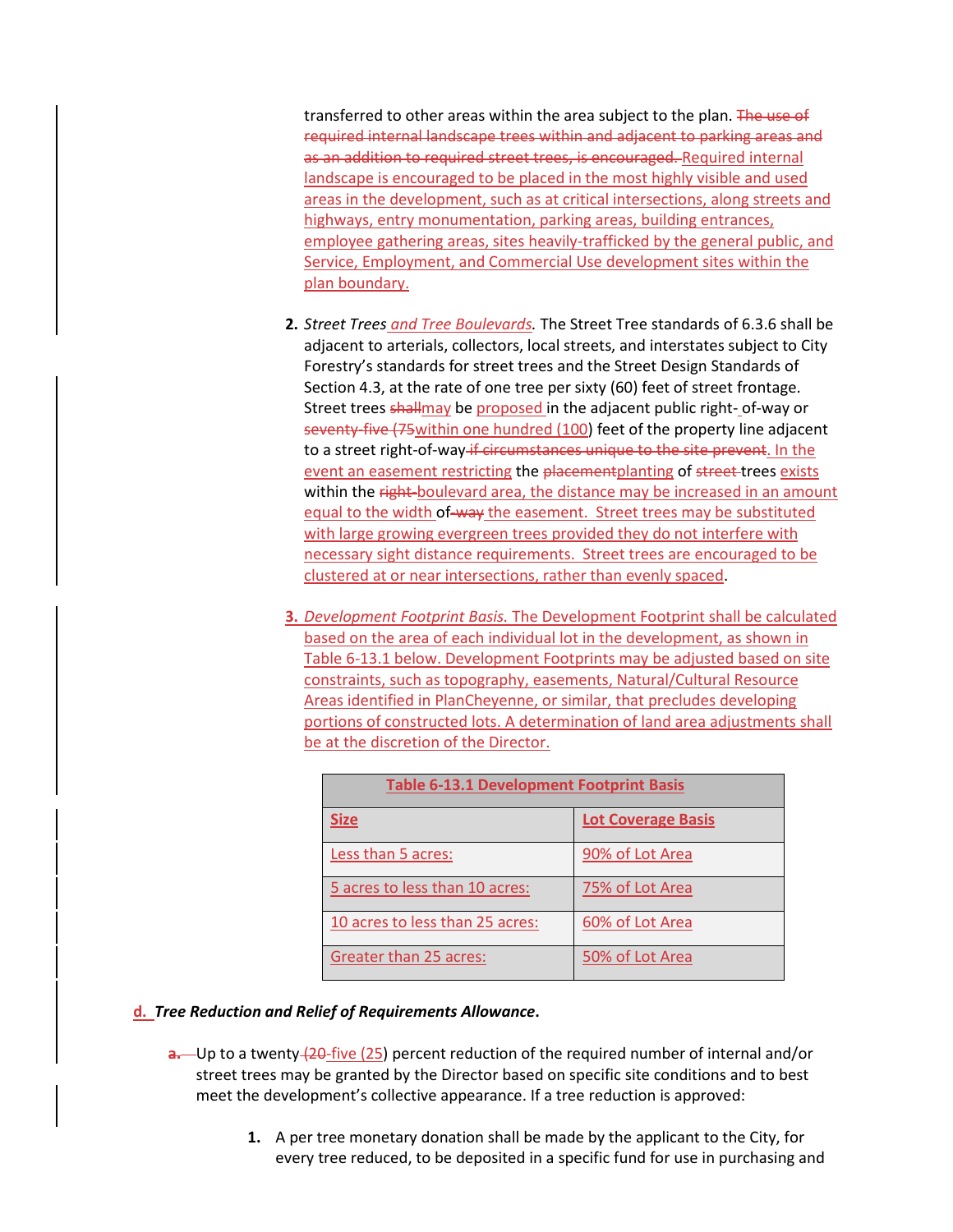transferred to other areas within the area subject to the plan. The use of required internal landscape trees within and adjacent to parking areas and as an addition to required street trees, is encouraged. Required internal landscape is encouraged to be placed in the most highly visible and used areas in the development, such as at critical intersections, along streets and highways, entry monumentation, parking areas, building entrances, employee gathering areas, sites heavily-trafficked by the general public, and Service, Employment, and Commercial Use development sites within the plan boundary.

2. *Street Trees and Tree Boulevards.* The Street Tree standards of 6.3.6 shall be adjacent to arterials, collectors, local streets, and interstates subject to City Forestry's standards for street trees and the Street Design Standards of Section 4.3, at the rate of one tree per sixty (60) feet of street frontage. Street trees shallmay be proposed in the adjacent public right- of-way or seventy-five (75within one hundred (100) feet of the property line adjacent to a street right-of-way if circumstances unique to the site prevent. In the event an easement restricting the placementplanting of street trees exists within the right-boulevard area, the distance may be increased in an amount equal to the width of-way the easement. Street trees may be substituted with large growing evergreen trees provided they do not interfere with necessary sight distance requirements. Street trees are encouraged to be clustered at or near intersections, rather than evenly spaced.

3. *Development Footprint Basis.* The Development Footprint shall be calculated based on the area of each individual lot in the development, as shown in Table 6-13.1 below. Development Footprints may be adjusted based on site constraints, such as topography, easements, Natural/Cultural Resource Areas identified in PlanCheyenne, or similar, that precludes developing portions of constructed lots. A determination of land area adjustments shall be at the discretion of the Director.

**Table 6-13.1 Development Footprint Basis**

| Size | Lot Coverage Basis |
|---|---|
| Less than 5 acres: | 90% of Lot Area |
| 5 acres to less than 10 acres: | 75% of Lot Area |
| 10 acres to less than 25 acres: | 60% of Lot Area |
| Greater than 25 acres: | 50% of Lot Area |

**d. *Tree Reduction and Relief of Requirements Allowance*.**

a. Up to a twenty (20-five (25) percent reduction of the required number of internal and/or street trees may be granted by the Director based on specific site conditions and to best meet the development's collective appearance. If a tree reduction is approved:

1. A per tree monetary donation shall be made by the applicant to the City, for every tree reduced, to be deposited in a specific fund for use in purchasing and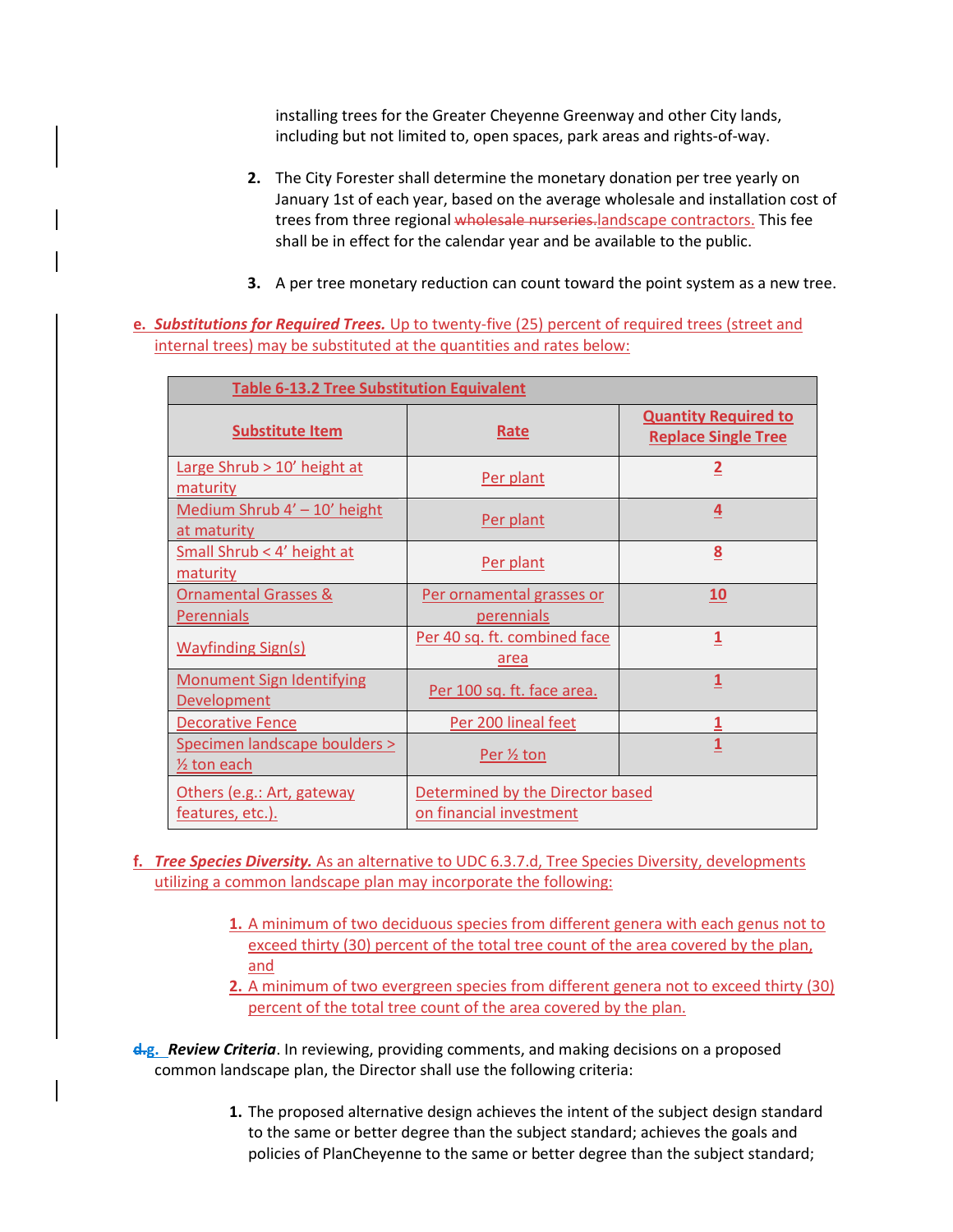installing trees for the Greater Cheyenne Greenway and other City lands, including but not limited to, open spaces, park areas and rights-of-way.

**2.** The City Forester shall determine the monetary donation per tree yearly on January 1st of each year, based on the average wholesale and installation cost of trees from three regional ~~wholesale nurseries.~~landscape contractors. This fee shall be in effect for the calendar year and be available to the public.

**3.** A per tree monetary reduction can count toward the point system as a new tree.

**e.** ***Substitutions for Required Trees.*** Up to twenty-five (25) percent of required trees (street and internal trees) may be substituted at the quantities and rates below:

| **Table 6-13.2 Tree Substitution Equivalent** | | |
|---|---|---|
| **Substitute Item** | **Rate** | **Quantity Required to Replace Single Tree** |
| Large Shrub > 10' height at maturity | Per plant | 2 |
| Medium Shrub 4' – 10' height at maturity | Per plant | 4 |
| Small Shrub < 4' height at maturity | Per plant | 8 |
| Ornamental Grasses & Perennials | Per ornamental grasses or perennials | 10 |
| Wayfinding Sign(s) | Per 40 sq. ft. combined face area | 1 |
| Monument Sign Identifying Development | Per 100 sq. ft. face area. | 1 |
| Decorative Fence | Per 200 lineal feet | 1 |
| Specimen landscape boulders > ½ ton each | Per ½ ton | 1 |
| Others (e.g.: Art, gateway features, etc.). | Determined by the Director based on financial investment | |

**f.** ***Tree Species Diversity.*** As an alternative to UDC 6.3.7.d, Tree Species Diversity, developments utilizing a common landscape plan may incorporate the following:

**1.** A minimum of two deciduous species from different genera with each genus not to exceed thirty (30) percent of the total tree count of the area covered by the plan, and

**2.** A minimum of two evergreen species from different genera not to exceed thirty (30) percent of the total tree count of the area covered by the plan.

~~d.~~**g.** ***Review Criteria***. In reviewing, providing comments, and making decisions on a proposed common landscape plan, the Director shall use the following criteria:

**1.** The proposed alternative design achieves the intent of the subject design standard to the same or better degree than the subject standard; achieves the goals and policies of PlanCheyenne to the same or better degree than the subject standard;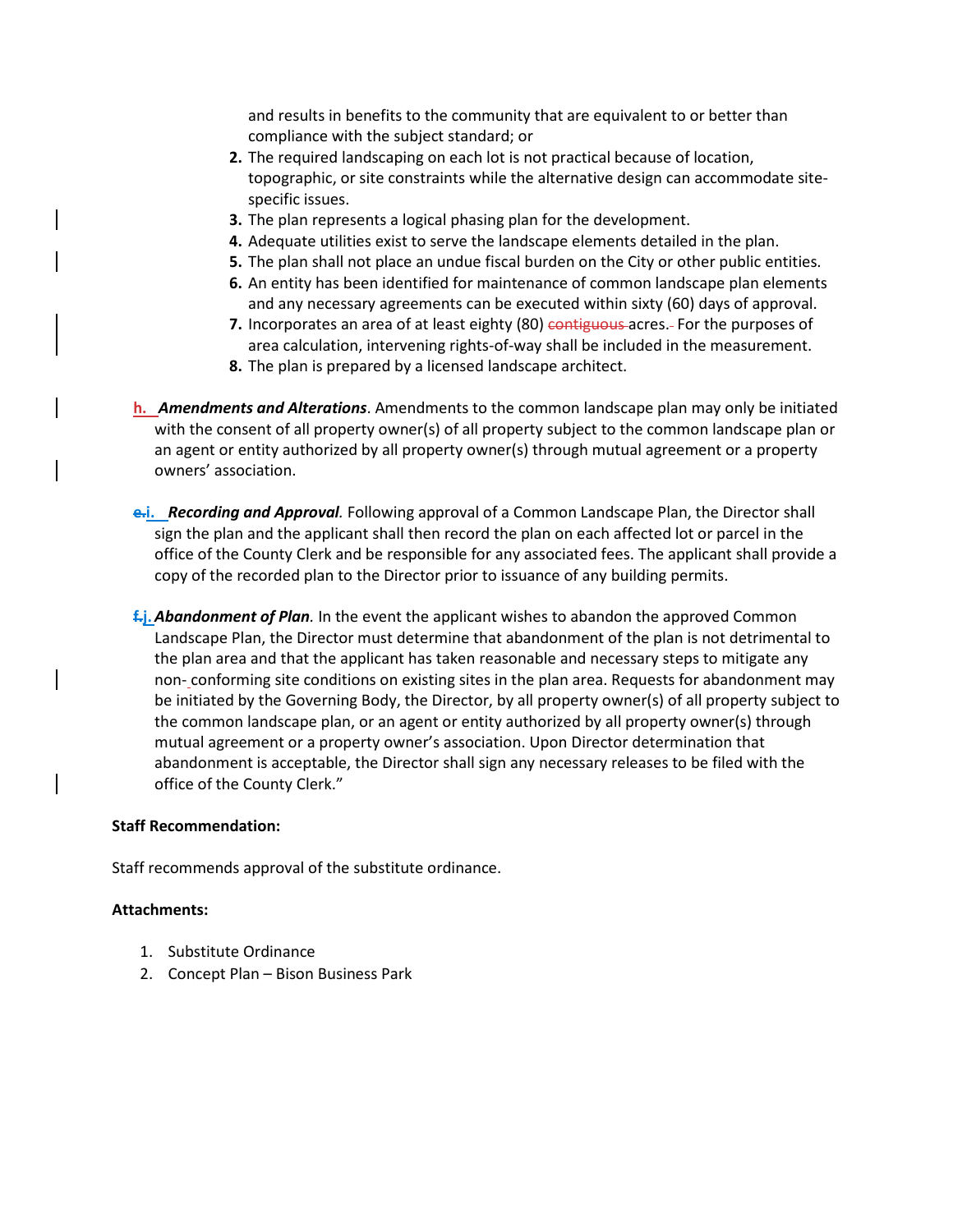and results in benefits to the community that are equivalent to or better than compliance with the subject standard; or

2. The required landscaping on each lot is not practical because of location, topographic, or site constraints while the alternative design can accommodate site-specific issues.
3. The plan represents a logical phasing plan for the development.
4. Adequate utilities exist to serve the landscape elements detailed in the plan.
5. The plan shall not place an undue fiscal burden on the City or other public entities.
6. An entity has been identified for maintenance of common landscape plan elements and any necessary agreements can be executed within sixty (60) days of approval.
7. Incorporates an area of at least eighty (80) ~~contiguous~~ acres. For the purposes of area calculation, intervening rights-of-way shall be included in the measurement.
8. The plan is prepared by a licensed landscape architect.

h. ***Amendments and Alterations***. Amendments to the common landscape plan may only be initiated with the consent of all property owner(s) of all property subject to the common landscape plan or an agent or entity authorized by all property owner(s) through mutual agreement or a property owners' association.

~~e.~~i. ***Recording and Approval.*** Following approval of a Common Landscape Plan, the Director shall sign the plan and the applicant shall then record the plan on each affected lot or parcel in the office of the County Clerk and be responsible for any associated fees. The applicant shall provide a copy of the recorded plan to the Director prior to issuance of any building permits.

~~f.~~j. ***Abandonment of Plan.*** In the event the applicant wishes to abandon the approved Common Landscape Plan, the Director must determine that abandonment of the plan is not detrimental to the plan area and that the applicant has taken reasonable and necessary steps to mitigate any non-conforming site conditions on existing sites in the plan area. Requests for abandonment may be initiated by the Governing Body, the Director, by all property owner(s) of all property subject to the common landscape plan, or an agent or entity authorized by all property owner(s) through mutual agreement or a property owner's association. Upon Director determination that abandonment is acceptable, the Director shall sign any necessary releases to be filed with the office of the County Clerk."

**Staff Recommendation:**

Staff recommends approval of the substitute ordinance.

**Attachments:**

1. Substitute Ordinance
2. Concept Plan – Bison Business Park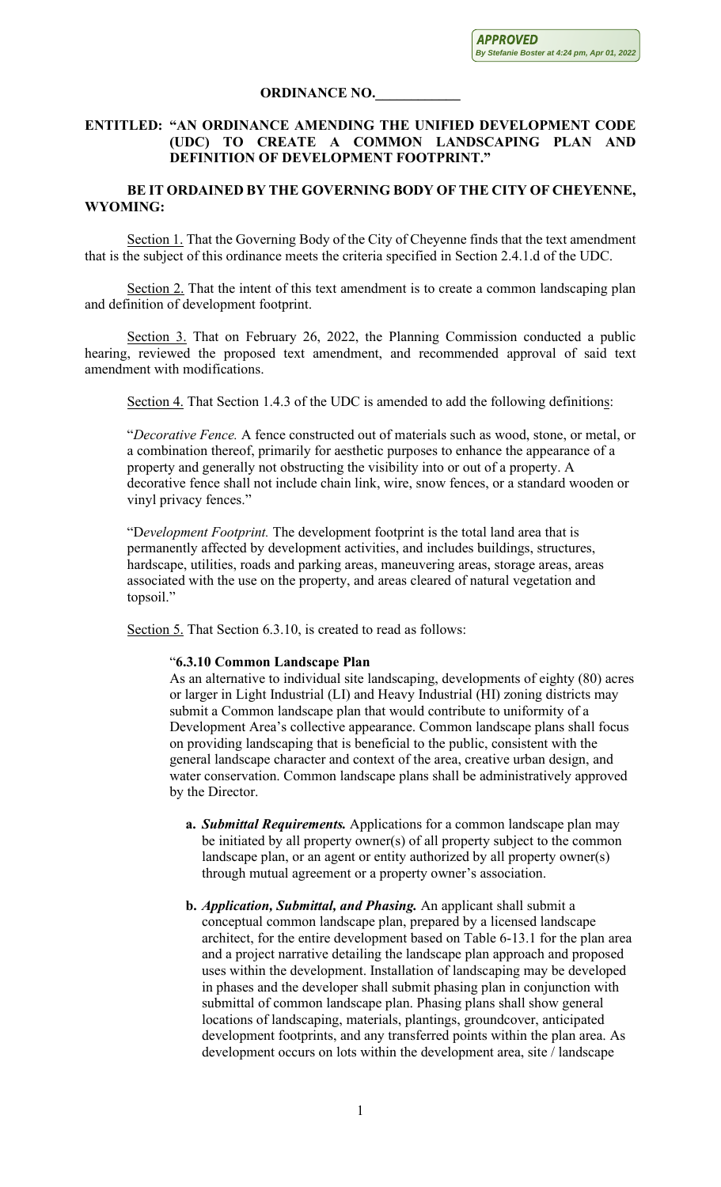APPROVED
By Stefanie Boster at 4:24 pm, Apr 01, 2022

**ORDINANCE NO.____________**

**ENTITLED: "AN ORDINANCE AMENDING THE UNIFIED DEVELOPMENT CODE (UDC) TO CREATE A COMMON LANDSCAPING PLAN AND DEFINITION OF DEVELOPMENT FOOTPRINT."**

**BE IT ORDAINED BY THE GOVERNING BODY OF THE CITY OF CHEYENNE, WYOMING:**

Section 1. That the Governing Body of the City of Cheyenne finds that the text amendment that is the subject of this ordinance meets the criteria specified in Section 2.4.1.d of the UDC.

Section 2. That the intent of this text amendment is to create a common landscaping plan and definition of development footprint.

Section 3. That on February 26, 2022, the Planning Commission conducted a public hearing, reviewed the proposed text amendment, and recommended approval of said text amendment with modifications.

Section 4. That Section 1.4.3 of the UDC is amended to add the following definitions:

"*Decorative Fence.* A fence constructed out of materials such as wood, stone, or metal, or a combination thereof, primarily for aesthetic purposes to enhance the appearance of a property and generally not obstructing the visibility into or out of a property. A decorative fence shall not include chain link, wire, snow fences, or a standard wooden or vinyl privacy fences."

"D*evelopment Footprint.* The development footprint is the total land area that is permanently affected by development activities, and includes buildings, structures, hardscape, utilities, roads and parking areas, maneuvering areas, storage areas, areas associated with the use on the property, and areas cleared of natural vegetation and topsoil."

Section 5. That Section 6.3.10, is created to read as follows:

"**6.3.10 Common Landscape Plan**
As an alternative to individual site landscaping, developments of eighty (80) acres or larger in Light Industrial (LI) and Heavy Industrial (HI) zoning districts may submit a Common landscape plan that would contribute to uniformity of a Development Area's collective appearance. Common landscape plans shall focus on providing landscaping that is beneficial to the public, consistent with the general landscape character and context of the area, creative urban design, and water conservation. Common landscape plans shall be administratively approved by the Director.

**a.** ***Submittal Requirements.*** Applications for a common landscape plan may be initiated by all property owner(s) of all property subject to the common landscape plan, or an agent or entity authorized by all property owner(s) through mutual agreement or a property owner's association.

**b.** ***Application, Submittal, and Phasing.*** An applicant shall submit a conceptual common landscape plan, prepared by a licensed landscape architect, for the entire development based on Table 6-13.1 for the plan area and a project narrative detailing the landscape plan approach and proposed uses within the development. Installation of landscaping may be developed in phases and the developer shall submit phasing plan in conjunction with submittal of common landscape plan. Phasing plans shall show general locations of landscaping, materials, plantings, groundcover, anticipated development footprints, and any transferred points within the plan area. As development occurs on lots within the development area, site / landscape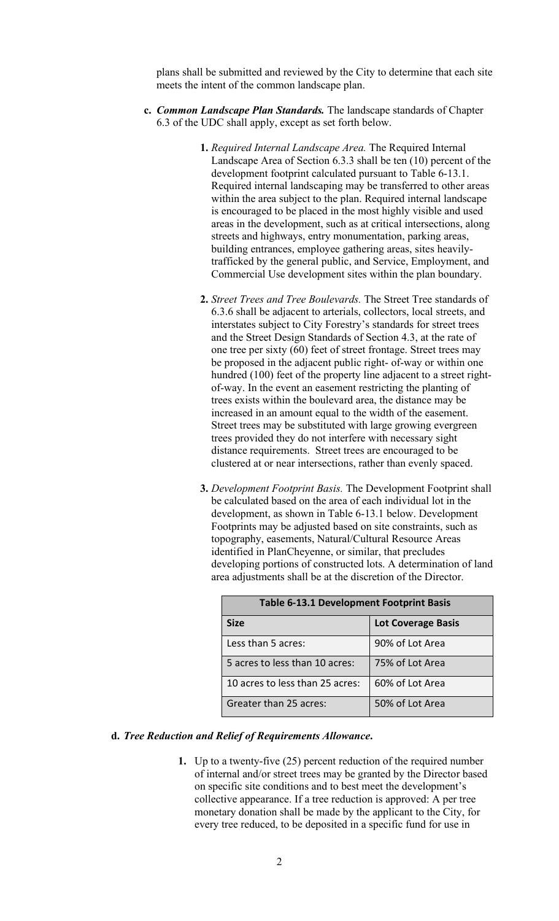plans shall be submitted and reviewed by the City to determine that each site meets the intent of the common landscape plan.

**c.** ***Common Landscape Plan Standards.*** The landscape standards of Chapter 6.3 of the UDC shall apply, except as set forth below.

**1.** *Required Internal Landscape Area.* The Required Internal Landscape Area of Section 6.3.3 shall be ten (10) percent of the development footprint calculated pursuant to Table 6-13.1. Required internal landscaping may be transferred to other areas within the area subject to the plan. Required internal landscape is encouraged to be placed in the most highly visible and used areas in the development, such as at critical intersections, along streets and highways, entry monumentation, parking areas, building entrances, employee gathering areas, sites heavily-trafficked by the general public, and Service, Employment, and Commercial Use development sites within the plan boundary.

**2.** *Street Trees and Tree Boulevards.* The Street Tree standards of 6.3.6 shall be adjacent to arterials, collectors, local streets, and interstates subject to City Forestry's standards for street trees and the Street Design Standards of Section 4.3, at the rate of one tree per sixty (60) feet of street frontage. Street trees may be proposed in the adjacent public right- of-way or within one hundred (100) feet of the property line adjacent to a street right-of-way. In the event an easement restricting the planting of trees exists within the boulevard area, the distance may be increased in an amount equal to the width of the easement. Street trees may be substituted with large growing evergreen trees provided they do not interfere with necessary sight distance requirements. Street trees are encouraged to be clustered at or near intersections, rather than evenly spaced.

**3.** *Development Footprint Basis.* The Development Footprint shall be calculated based on the area of each individual lot in the development, as shown in Table 6-13.1 below. Development Footprints may be adjusted based on site constraints, such as topography, easements, Natural/Cultural Resource Areas identified in PlanCheyenne, or similar, that precludes developing portions of constructed lots. A determination of land area adjustments shall be at the discretion of the Director.

**Table 6-13.1 Development Footprint Basis**

| Size | Lot Coverage Basis |
|---|---|
| Less than 5 acres: | 90% of Lot Area |
| 5 acres to less than 10 acres: | 75% of Lot Area |
| 10 acres to less than 25 acres: | 60% of Lot Area |
| Greater than 25 acres: | 50% of Lot Area |

**d.** ***Tree Reduction and Relief of Requirements Allowance.***

**1.** Up to a twenty-five (25) percent reduction of the required number of internal and/or street trees may be granted by the Director based on specific site conditions and to best meet the development's collective appearance. If a tree reduction is approved: A per tree monetary donation shall be made by the applicant to the City, for every tree reduced, to be deposited in a specific fund for use in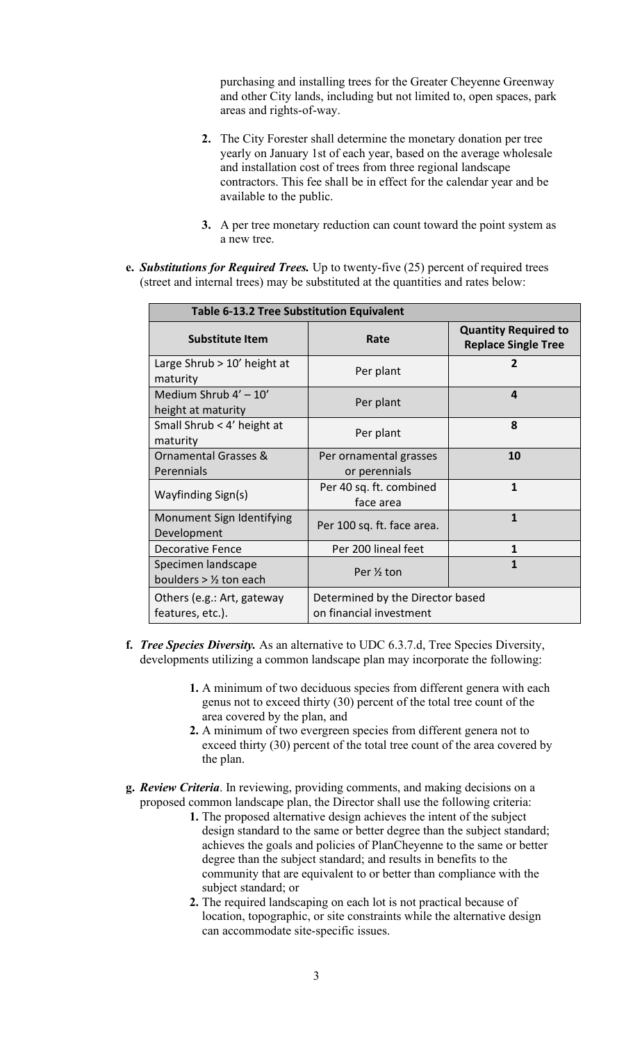purchasing and installing trees for the Greater Cheyenne Greenway and other City lands, including but not limited to, open spaces, park areas and rights-of-way.

2. The City Forester shall determine the monetary donation per tree yearly on January 1st of each year, based on the average wholesale and installation cost of trees from three regional landscape contractors. This fee shall be in effect for the calendar year and be available to the public.

3. A per tree monetary reduction can count toward the point system as a new tree.

**e.** ***Substitutions for Required Trees.*** Up to twenty-five (25) percent of required trees (street and internal trees) may be substituted at the quantities and rates below:

| Table 6-13.2 Tree Substitution Equivalent | | |
|---|---|---|
| **Substitute Item** | **Rate** | **Quantity Required to Replace Single Tree** |
| Large Shrub > 10' height at maturity | Per plant | **2** |
| Medium Shrub 4' – 10' height at maturity | Per plant | **4** |
| Small Shrub < 4' height at maturity | Per plant | **8** |
| Ornamental Grasses & Perennials | Per ornamental grasses or perennials | **10** |
| Wayfinding Sign(s) | Per 40 sq. ft. combined face area | **1** |
| Monument Sign Identifying Development | Per 100 sq. ft. face area. | **1** |
| Decorative Fence | Per 200 lineal feet | **1** |
| Specimen landscape boulders > ½ ton each | Per ½ ton | **1** |
| Others (e.g.: Art, gateway features, etc.). | Determined by the Director based on financial investment | |

**f.** ***Tree Species Diversity.*** As an alternative to UDC 6.3.7.d, Tree Species Diversity, developments utilizing a common landscape plan may incorporate the following:

1. A minimum of two deciduous species from different genera with each genus not to exceed thirty (30) percent of the total tree count of the area covered by the plan, and
2. A minimum of two evergreen species from different genera not to exceed thirty (30) percent of the total tree count of the area covered by the plan.

**g.** ***Review Criteria***. In reviewing, providing comments, and making decisions on a proposed common landscape plan, the Director shall use the following criteria:

1. The proposed alternative design achieves the intent of the subject design standard to the same or better degree than the subject standard; achieves the goals and policies of PlanCheyenne to the same or better degree than the subject standard; and results in benefits to the community that are equivalent to or better than compliance with the subject standard; or
2. The required landscaping on each lot is not practical because of location, topographic, or site constraints while the alternative design can accommodate site-specific issues.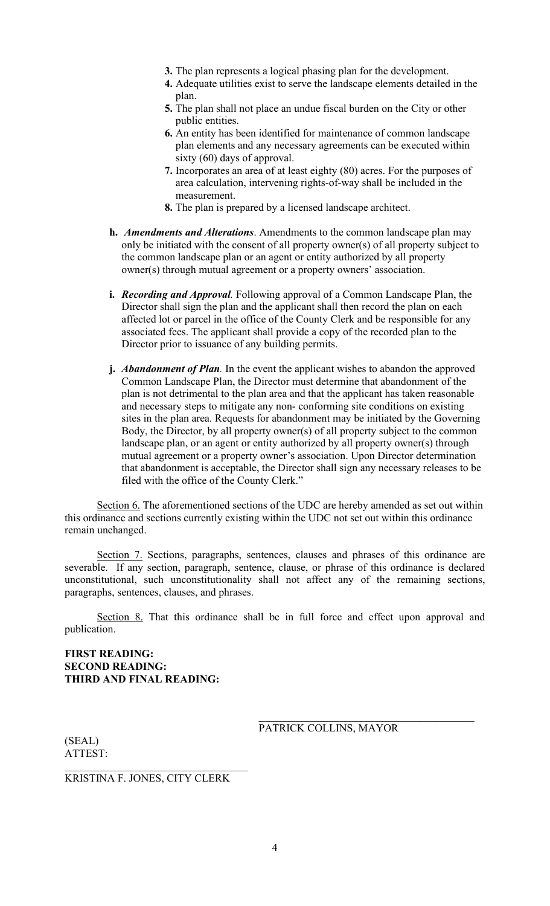3. The plan represents a logical phasing plan for the development.
4. Adequate utilities exist to serve the landscape elements detailed in the plan.
5. The plan shall not place an undue fiscal burden on the City or other public entities.
6. An entity has been identified for maintenance of common landscape plan elements and any necessary agreements can be executed within sixty (60) days of approval.
7. Incorporates an area of at least eighty (80) acres. For the purposes of area calculation, intervening rights-of-way shall be included in the measurement.
8. The plan is prepared by a licensed landscape architect.

**h.** ***Amendments and Alterations***. Amendments to the common landscape plan may only be initiated with the consent of all property owner(s) of all property subject to the common landscape plan or an agent or entity authorized by all property owner(s) through mutual agreement or a property owners' association.

**i.** ***Recording and Approval.*** Following approval of a Common Landscape Plan, the Director shall sign the plan and the applicant shall then record the plan on each affected lot or parcel in the office of the County Clerk and be responsible for any associated fees. The applicant shall provide a copy of the recorded plan to the Director prior to issuance of any building permits.

**j.** ***Abandonment of Plan.*** In the event the applicant wishes to abandon the approved Common Landscape Plan, the Director must determine that abandonment of the plan is not detrimental to the plan area and that the applicant has taken reasonable and necessary steps to mitigate any non- conforming site conditions on existing sites in the plan area. Requests for abandonment may be initiated by the Governing Body, the Director, by all property owner(s) of all property subject to the common landscape plan, or an agent or entity authorized by all property owner(s) through mutual agreement or a property owner's association. Upon Director determination that abandonment is acceptable, the Director shall sign any necessary releases to be filed with the office of the County Clerk."

Section 6. The aforementioned sections of the UDC are hereby amended as set out within this ordinance and sections currently existing within the UDC not set out within this ordinance remain unchanged.

Section 7. Sections, paragraphs, sentences, clauses and phrases of this ordinance are severable. If any section, paragraph, sentence, clause, or phrase of this ordinance is declared unconstitutional, such unconstitutionality shall not affect any of the remaining sections, paragraphs, sentences, clauses, and phrases.

Section 8. That this ordinance shall be in full force and effect upon approval and publication.

**FIRST READING:**
**SECOND READING:**
**THIRD AND FINAL READING:**

______________________________
PATRICK COLLINS, MAYOR

(SEAL)
ATTEST:

______________________________
KRISTINA F. JONES, CITY CLERK